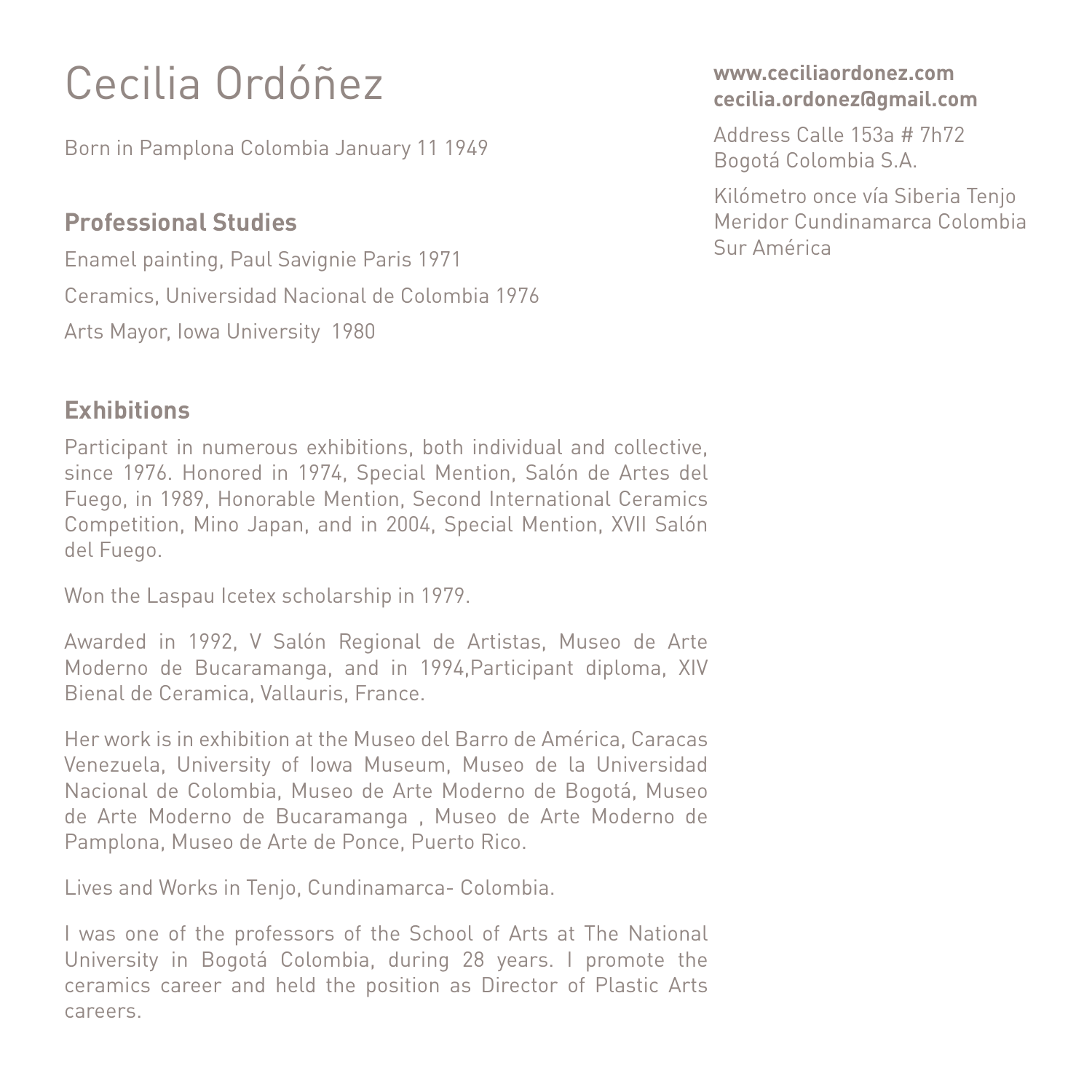# Cecilia Ordóñez

Born in Pamplona Colombia January 11 1949

**www.ceciliaordonez.com**
**cecilia.ordonez@gmail.com**

Address Calle 153a # 7h72
Bogotá Colombia S.A.

Kilómetro once vía Siberia Tenjo
Meridor Cundinamarca Colombia
Sur América

## Professional Studies

Enamel painting, Paul Savignie Paris 1971

Ceramics, Universidad Nacional de Colombia 1976

Arts Mayor, Iowa University 1980

## Exhibitions

Participant in numerous exhibitions, both individual and collective, since 1976. Honored in 1974, Special Mention, Salón de Artes del Fuego, in 1989, Honorable Mention, Second International Ceramics Competition, Mino Japan, and in 2004, Special Mention, XVII Salón del Fuego.

Won the Laspau Icetex scholarship in 1979.

Awarded in 1992, V Salón Regional de Artistas, Museo de Arte Moderno de Bucaramanga, and in 1994,Participant diploma, XIV Bienal de Ceramica, Vallauris, France.

Her work is in exhibition at the Museo del Barro de América, Caracas Venezuela, University of Iowa Museum, Museo de la Universidad Nacional de Colombia, Museo de Arte Moderno de Bogotá, Museo de Arte Moderno de Bucaramanga , Museo de Arte Moderno de Pamplona, Museo de Arte de Ponce, Puerto Rico.

Lives and Works in Tenjo, Cundinamarca- Colombia.

I was one of the professors of the School of Arts at The National University in Bogotá Colombia, during 28 years. I promote the ceramics career and held the position as Director of Plastic Arts careers.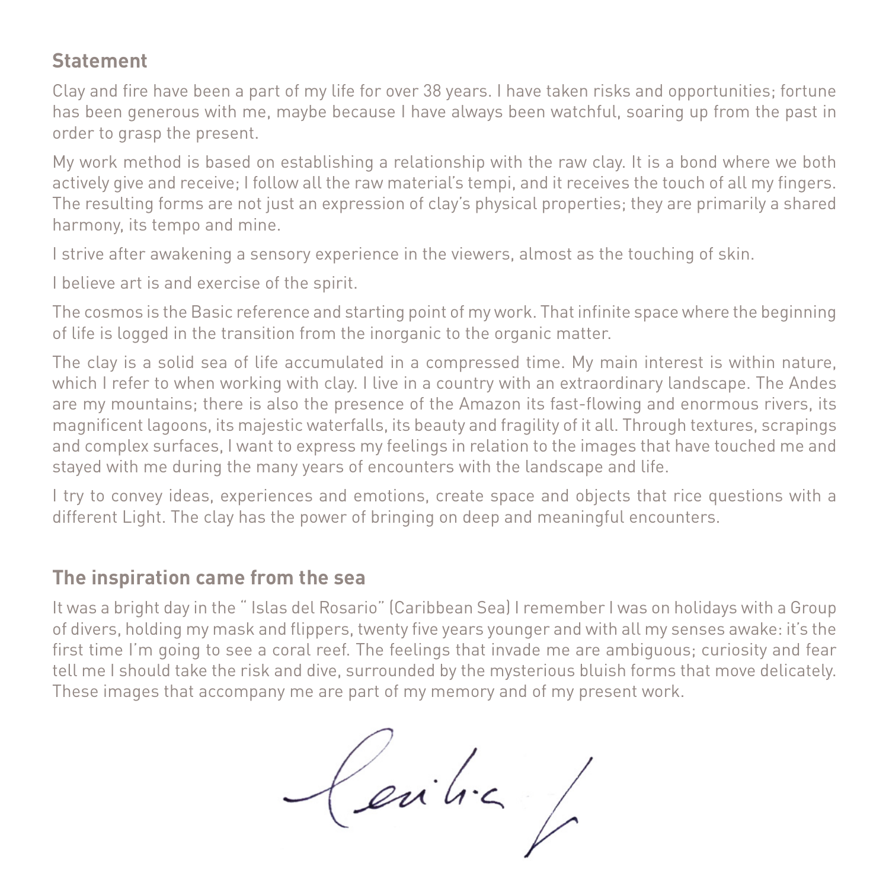## Statement

Clay and fire have been a part of my life for over 38 years. I have taken risks and opportunities; fortune has been generous with me, maybe because I have always been watchful, soaring up from the past in order to grasp the present.

My work method is based on establishing a relationship with the raw clay. It is a bond where we both actively give and receive; I follow all the raw material's tempi, and it receives the touch of all my fingers. The resulting forms are not just an expression of clay's physical properties; they are primarily a shared harmony, its tempo and mine.

I strive after awakening a sensory experience in the viewers, almost as the touching of skin.

I believe art is and exercise of the spirit.

The cosmos is the Basic reference and starting point of my work. That infinite space where the beginning of life is logged in the transition from the inorganic to the organic matter.

The clay is a solid sea of life accumulated in a compressed time. My main interest is within nature, which I refer to when working with clay. I live in a country with an extraordinary landscape. The Andes are my mountains; there is also the presence of the Amazon its fast-flowing and enormous rivers, its magnificent lagoons, its majestic waterfalls, its beauty and fragility of it all. Through textures, scrapings and complex surfaces, I want to express my feelings in relation to the images that have touched me and stayed with me during the many years of encounters with the landscape and life.

I try to convey ideas, experiences and emotions, create space and objects that rice questions with a different Light. The clay has the power of bringing on deep and meaningful encounters.

## The inspiration came from the sea

It was a bright day in the " Islas del Rosario" (Caribbean Sea) I remember I was on holidays with a Group of divers, holding my mask and flippers, twenty five years younger and with all my senses awake: it's the first time I'm going to see a coral reef. The feelings that invade me are ambiguous; curiosity and fear tell me I should take the risk and dive, surrounded by the mysterious bluish forms that move delicately. These images that accompany me are part of my memory and of my present work.